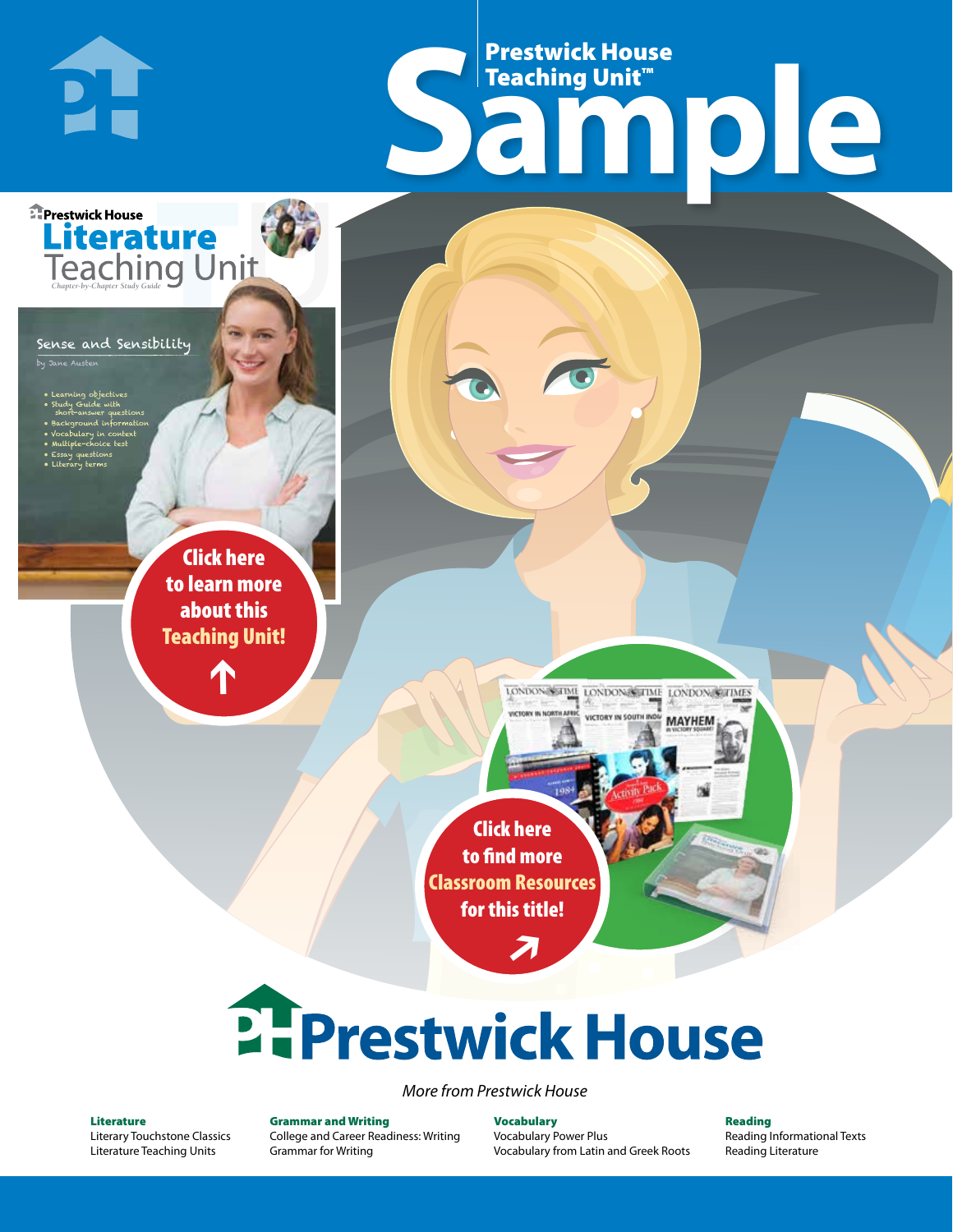# Prestwick House Teaching Unit™ Sample

Prestwick House
**Literature Teaching Unit**
*Chapter-by-Chapter Study Guide*

## Sense and Sensibility

by Jane Austen

- Learning objectives
- Study Guide with short-answer questions
- Background information
- Vocabulary in context
- Multiple-choice test
- Essay questions
- Literary terms

**Click here to learn more about this Teaching Unit!**

**Click here to find more Classroom Resources for this title!**

# Prestwick House

*More from Prestwick House*

**Literature**
Literary Touchstone Classics
Literature Teaching Units

**Grammar and Writing**
College and Career Readiness: Writing
Grammar for Writing

**Vocabulary**
Vocabulary Power Plus
Vocabulary from Latin and Greek Roots

**Reading**
Reading Informational Texts
Reading Literature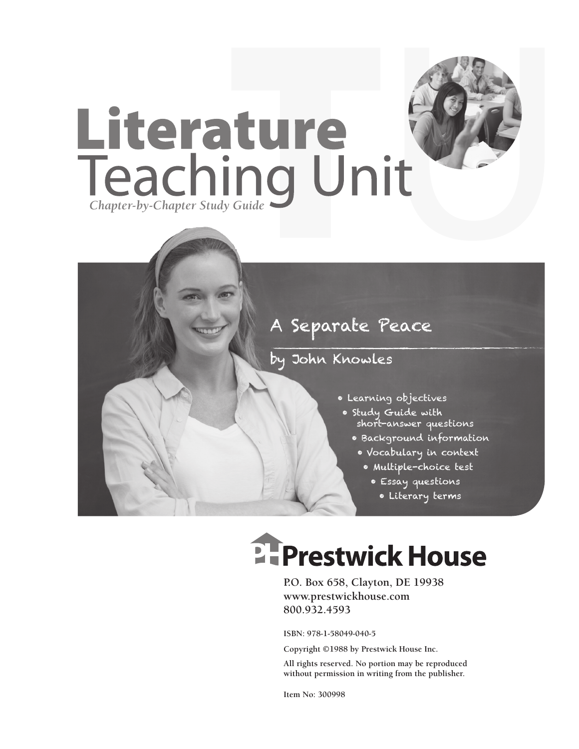# Literature Teaching Unit

*Chapter-by-Chapter Study Guide*

## A Separate Peace

### by John Knowles

- Learning objectives
- Study Guide with short-answer questions
- Background information
- Vocabulary in context
- Multiple-choice test
- Essay questions
- Literary terms

**Prestwick House**

P.O. Box 658, Clayton, DE 19938
www.prestwickhouse.com
800.932.4593

ISBN: 978-1-58049-040-5

Copyright ©1988 by Prestwick House Inc.

All rights reserved. No portion may be reproduced without permission in writing from the publisher.

Item No: 300998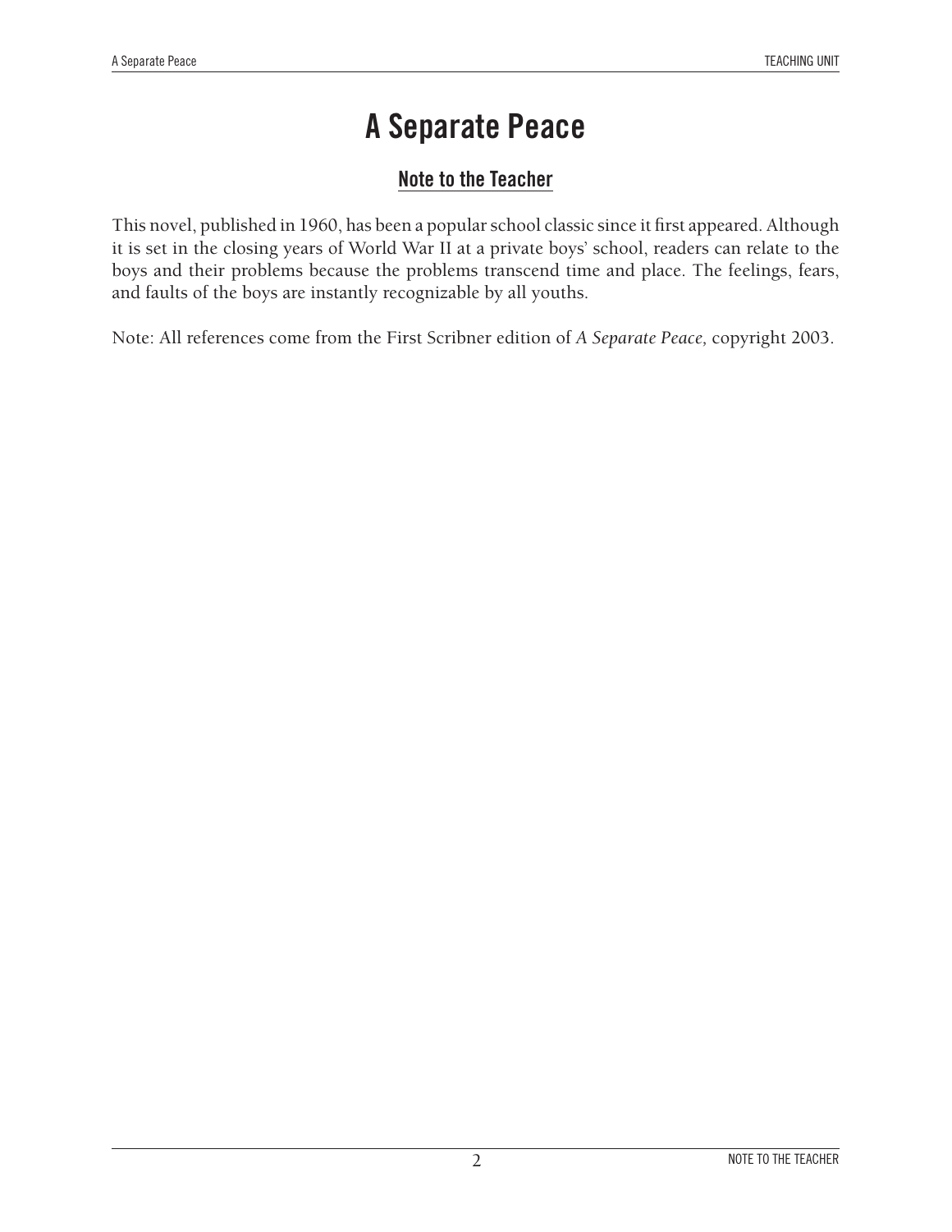# A Separate Peace

## Note to the Teacher

This novel, published in 1960, has been a popular school classic since it first appeared. Although it is set in the closing years of World War II at a private boys' school, readers can relate to the boys and their problems because the problems transcend time and place. The feelings, fears, and faults of the boys are instantly recognizable by all youths.

Note: All references come from the First Scribner edition of *A Separate Peace,* copyright 2003.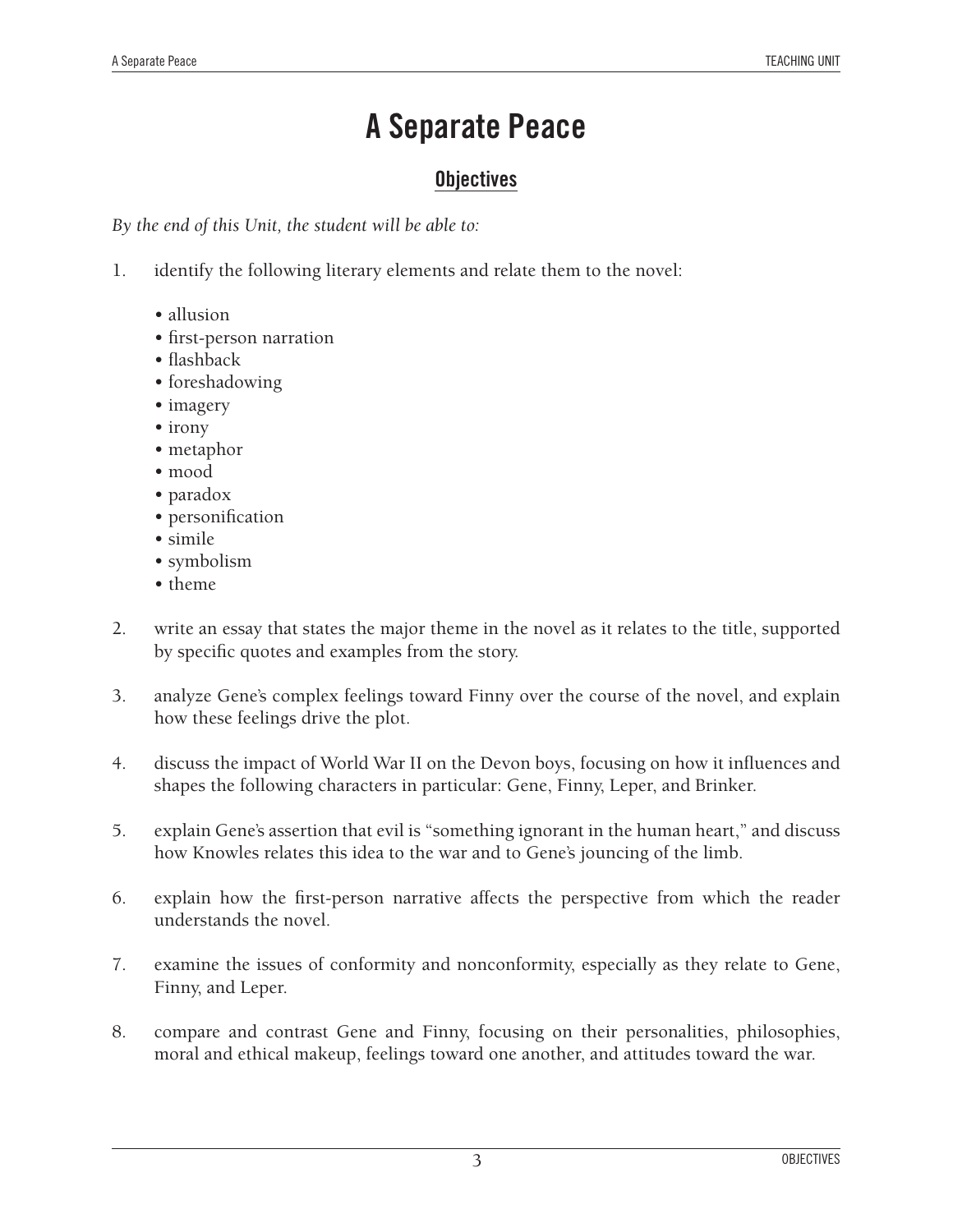# A Separate Peace

## Objectives

*By the end of this Unit, the student will be able to:*

1. identify the following literary elements and relate them to the novel:

   - allusion
   - first-person narration
   - flashback
   - foreshadowing
   - imagery
   - irony
   - metaphor
   - mood
   - paradox
   - personification
   - simile
   - symbolism
   - theme

2. write an essay that states the major theme in the novel as it relates to the title, supported by specific quotes and examples from the story.

3. analyze Gene's complex feelings toward Finny over the course of the novel, and explain how these feelings drive the plot.

4. discuss the impact of World War II on the Devon boys, focusing on how it influences and shapes the following characters in particular: Gene, Finny, Leper, and Brinker.

5. explain Gene's assertion that evil is "something ignorant in the human heart," and discuss how Knowles relates this idea to the war and to Gene's jouncing of the limb.

6. explain how the first-person narrative affects the perspective from which the reader understands the novel.

7. examine the issues of conformity and nonconformity, especially as they relate to Gene, Finny, and Leper.

8. compare and contrast Gene and Finny, focusing on their personalities, philosophies, moral and ethical makeup, feelings toward one another, and attitudes toward the war.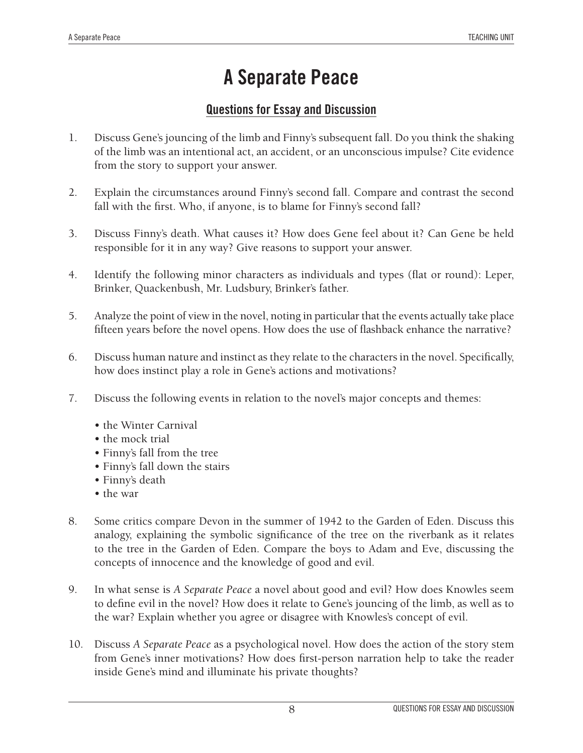# A Separate Peace

## Questions for Essay and Discussion

1. Discuss Gene's jouncing of the limb and Finny's subsequent fall. Do you think the shaking of the limb was an intentional act, an accident, or an unconscious impulse? Cite evidence from the story to support your answer.

2. Explain the circumstances around Finny's second fall. Compare and contrast the second fall with the first. Who, if anyone, is to blame for Finny's second fall?

3. Discuss Finny's death. What causes it? How does Gene feel about it? Can Gene be held responsible for it in any way? Give reasons to support your answer.

4. Identify the following minor characters as individuals and types (flat or round): Leper, Brinker, Quackenbush, Mr. Ludsbury, Brinker's father.

5. Analyze the point of view in the novel, noting in particular that the events actually take place fifteen years before the novel opens. How does the use of flashback enhance the narrative?

6. Discuss human nature and instinct as they relate to the characters in the novel. Specifically, how does instinct play a role in Gene's actions and motivations?

7. Discuss the following events in relation to the novel's major concepts and themes:

   - the Winter Carnival
   - the mock trial
   - Finny's fall from the tree
   - Finny's fall down the stairs
   - Finny's death
   - the war

8. Some critics compare Devon in the summer of 1942 to the Garden of Eden. Discuss this analogy, explaining the symbolic significance of the tree on the riverbank as it relates to the tree in the Garden of Eden. Compare the boys to Adam and Eve, discussing the concepts of innocence and the knowledge of good and evil.

9. In what sense is *A Separate Peace* a novel about good and evil? How does Knowles seem to define evil in the novel? How does it relate to Gene's jouncing of the limb, as well as to the war? Explain whether you agree or disagree with Knowles's concept of evil.

10. Discuss *A Separate Peace* as a psychological novel. How does the action of the story stem from Gene's inner motivations? How does first-person narration help to take the reader inside Gene's mind and illuminate his private thoughts?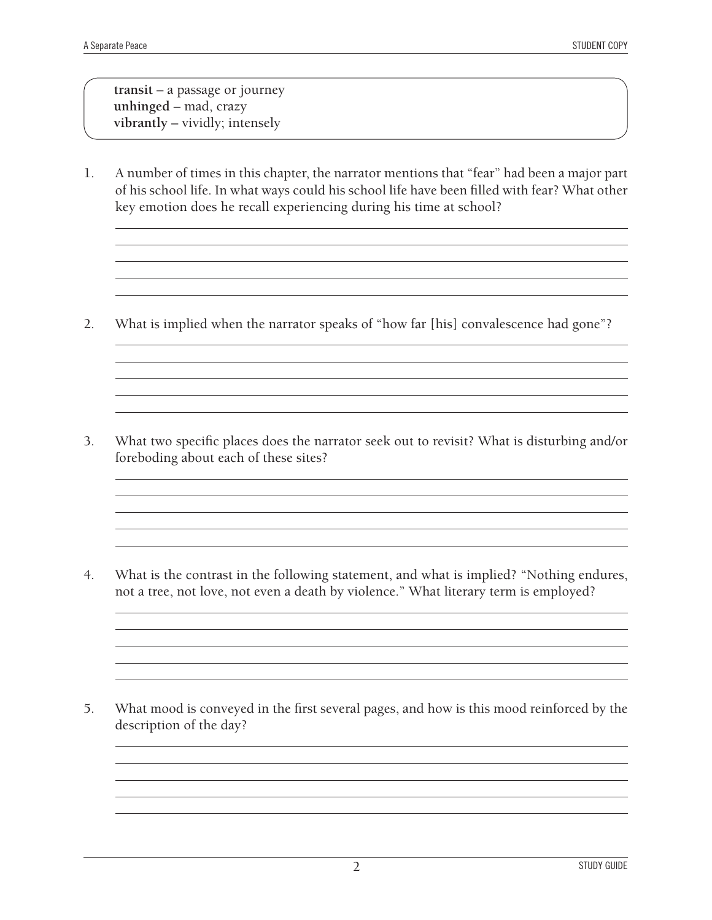**transit** – a passage or journey
**unhinged** – mad, crazy
**vibrantly** – vividly; intensely

1. A number of times in this chapter, the narrator mentions that "fear" had been a major part of his school life. In what ways could his school life have been filled with fear? What other key emotion does he recall experiencing during his time at school?

2. What is implied when the narrator speaks of "how far [his] convalescence had gone"?

3. What two specific places does the narrator seek out to revisit? What is disturbing and/or foreboding about each of these sites?

4. What is the contrast in the following statement, and what is implied? "Nothing endures, not a tree, not love, not even a death by violence." What literary term is employed?

5. What mood is conveyed in the first several pages, and how is this mood reinforced by the description of the day?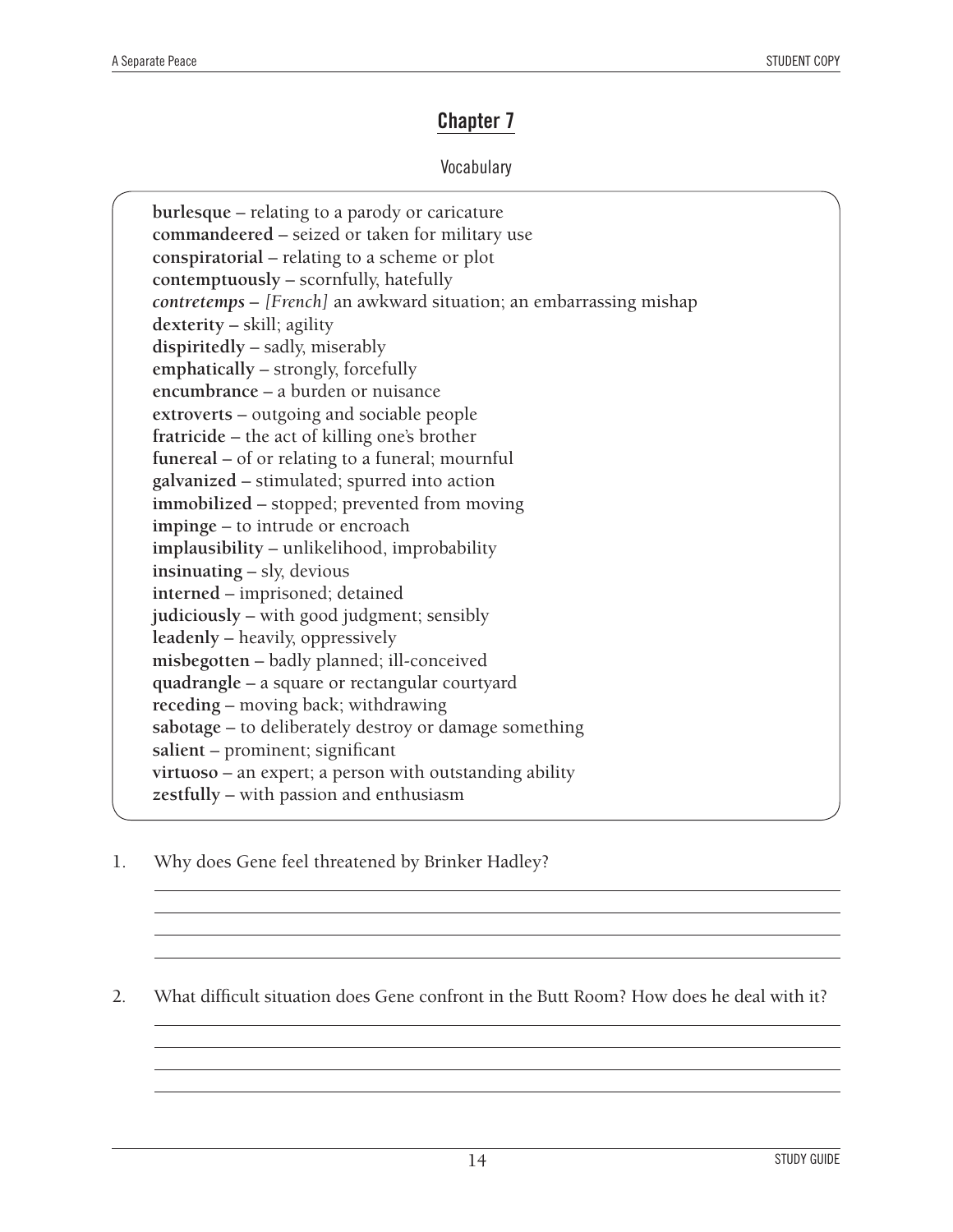## Chapter 7

Vocabulary

**burlesque** – relating to a parody or caricature
**commandeered** – seized or taken for military use
**conspiratorial** – relating to a scheme or plot
**contemptuously** – scornfully, hatefully
***contretemps*** – *[French]* an awkward situation; an embarrassing mishap
**dexterity** – skill; agility
**dispiritedly** – sadly, miserably
**emphatically** – strongly, forcefully
**encumbrance** – a burden or nuisance
**extroverts** – outgoing and sociable people
**fratricide** – the act of killing one's brother
**funereal** – of or relating to a funeral; mournful
**galvanized** – stimulated; spurred into action
**immobilized** – stopped; prevented from moving
**impinge** – to intrude or encroach
**implausibility** – unlikelihood, improbability
**insinuating** – sly, devious
**interned** – imprisoned; detained
**judiciously** – with good judgment; sensibly
**leadenly** – heavily, oppressively
**misbegotten** – badly planned; ill-conceived
**quadrangle** – a square or rectangular courtyard
**receding** – moving back; withdrawing
**sabotage** – to deliberately destroy or damage something
**salient** – prominent; significant
**virtuoso** – an expert; a person with outstanding ability
**zestfully** – with passion and enthusiasm

1. Why does Gene feel threatened by Brinker Hadley?

2. What difficult situation does Gene confront in the Butt Room? How does he deal with it?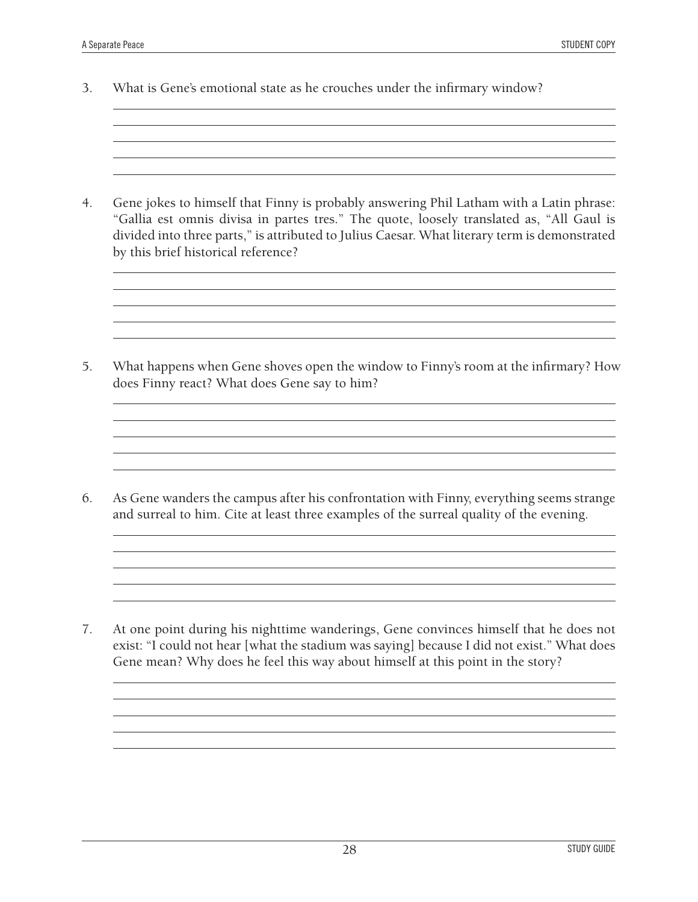3. What is Gene's emotional state as he crouches under the infirmary window?

4. Gene jokes to himself that Finny is probably answering Phil Latham with a Latin phrase: "Gallia est omnis divisa in partes tres." The quote, loosely translated as, "All Gaul is divided into three parts," is attributed to Julius Caesar. What literary term is demonstrated by this brief historical reference?

5. What happens when Gene shoves open the window to Finny's room at the infirmary? How does Finny react? What does Gene say to him?

6. As Gene wanders the campus after his confrontation with Finny, everything seems strange and surreal to him. Cite at least three examples of the surreal quality of the evening.

7. At one point during his nighttime wanderings, Gene convinces himself that he does not exist: "I could not hear [what the stadium was saying] because I did not exist." What does Gene mean? Why does he feel this way about himself at this point in the story?